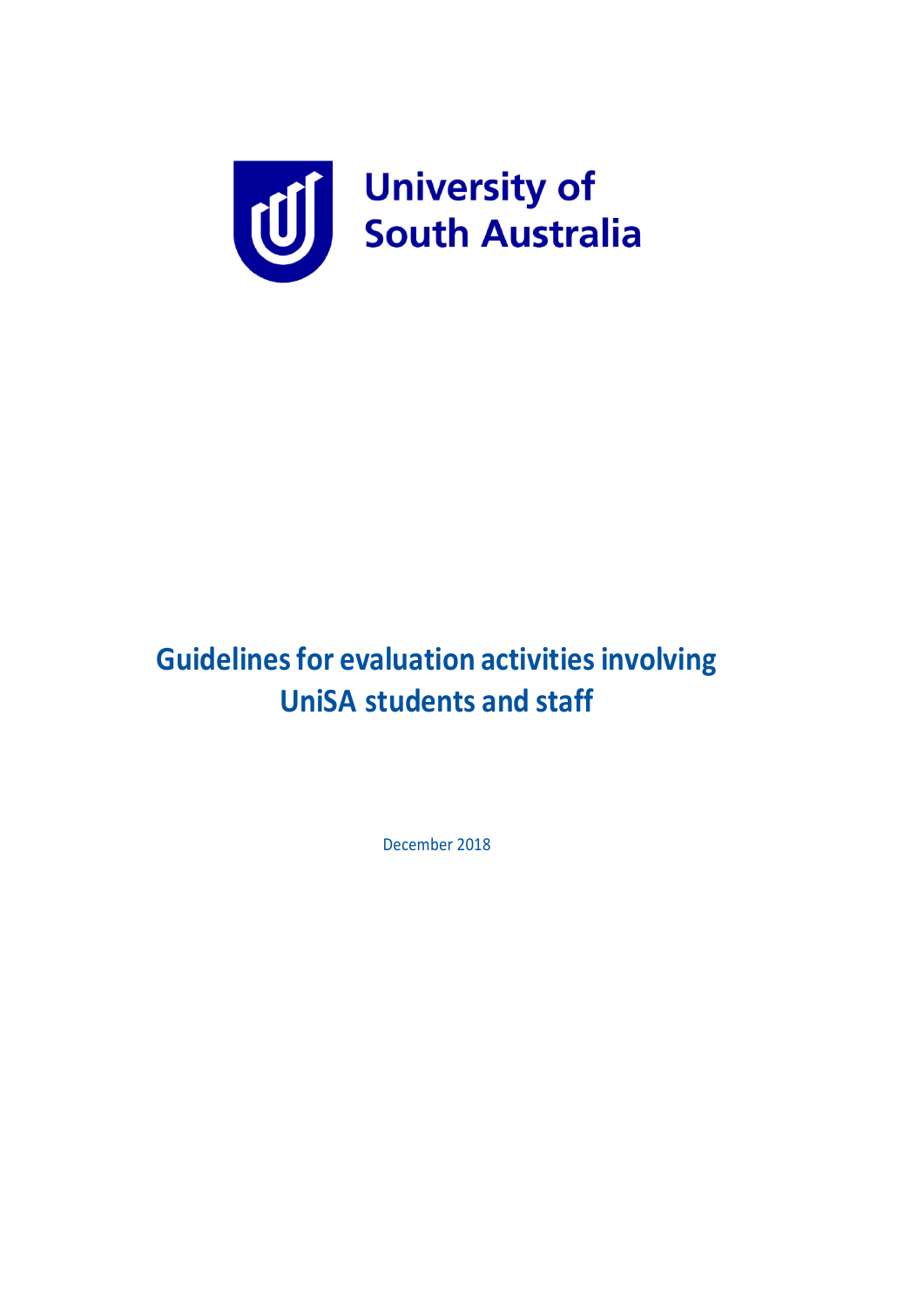University of South Australia

# Guidelines for evaluation activities involving UniSA students and staff

December 2018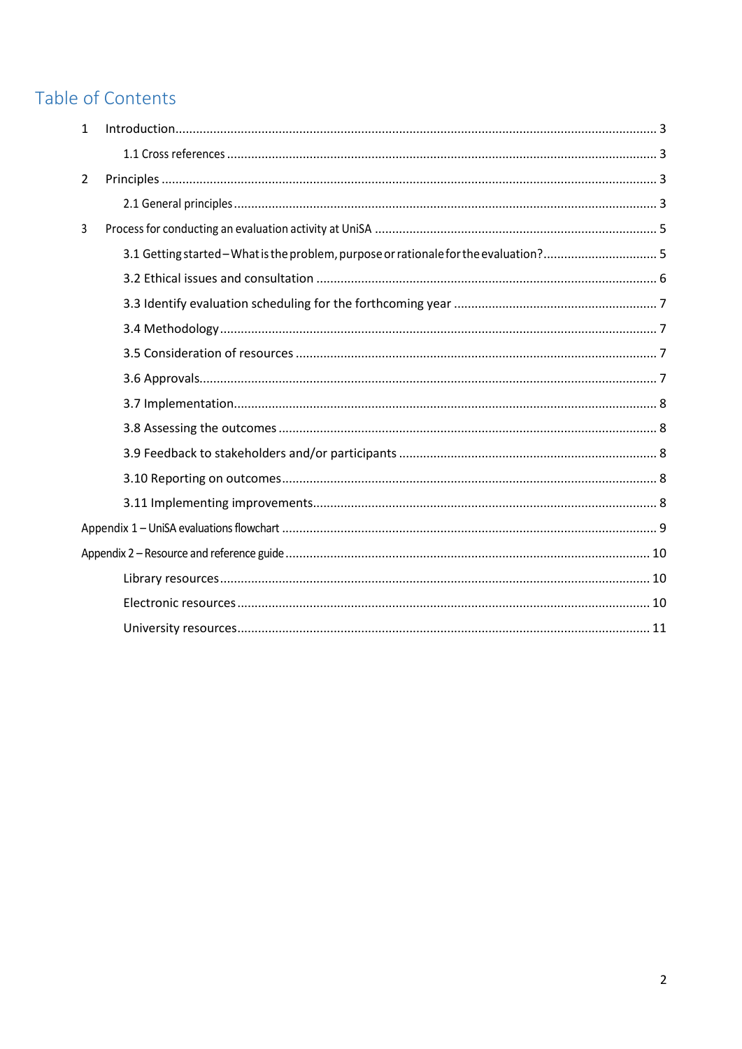## Table of Contents

1 Introduction ........ 3

- 1.1 Cross references ........ 3

2 Principles ........ 3

- 2.1 General principles ........ 3

3 Process for conducting an evaluation activity at UniSA ........ 5

- 3.1 Getting started – What is the problem, purpose or rationale for the evaluation? ........ 5
- 3.2 Ethical issues and consultation ........ 6
- 3.3 Identify evaluation scheduling for the forthcoming year ........ 7
- 3.4 Methodology ........ 7
- 3.5 Consideration of resources ........ 7
- 3.6 Approvals ........ 7
- 3.7 Implementation ........ 8
- 3.8 Assessing the outcomes ........ 8
- 3.9 Feedback to stakeholders and/or participants ........ 8
- 3.10 Reporting on outcomes ........ 8
- 3.11 Implementing improvements ........ 8

Appendix 1 – UniSA evaluations flowchart ........ 9

Appendix 2 – Resource and reference guide ........ 10

- Library resources ........ 10
- Electronic resources ........ 10
- University resources ........ 11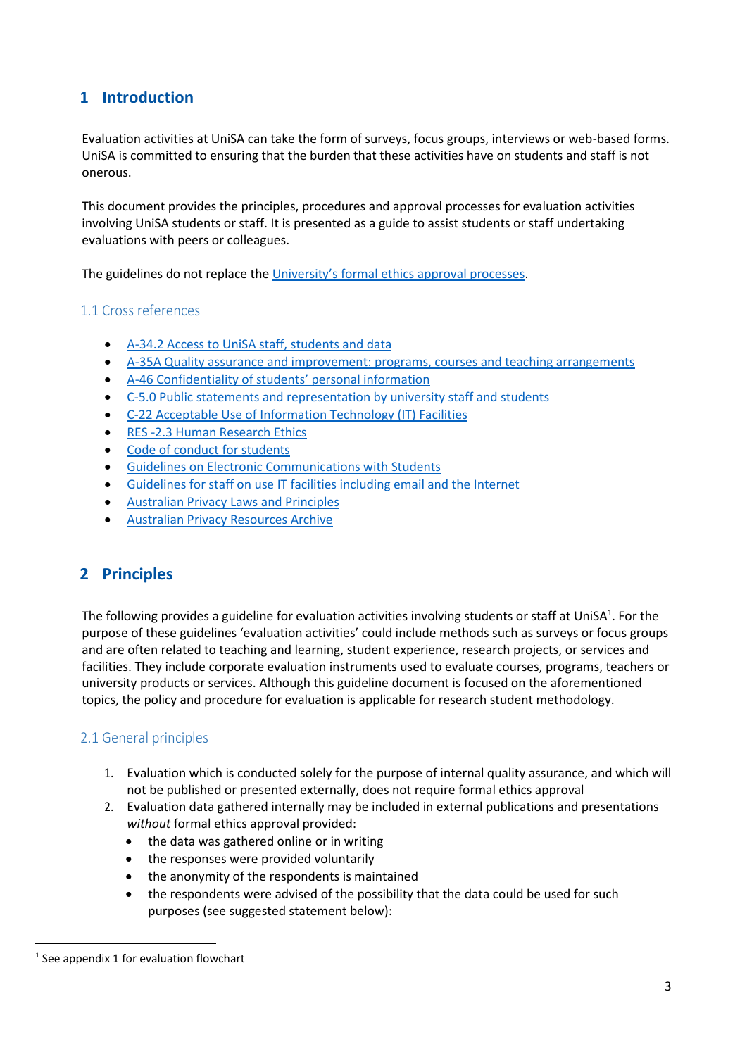# 1 Introduction

Evaluation activities at UniSA can take the form of surveys, focus groups, interviews or web-based forms. UniSA is committed to ensuring that the burden that these activities have on students and staff is not onerous.

This document provides the principles, procedures and approval processes for evaluation activities involving UniSA students or staff. It is presented as a guide to assist students or staff undertaking evaluations with peers or colleagues.

The guidelines do not replace the University's formal ethics approval processes.

## 1.1 Cross references

- A-34.2 Access to UniSA staff, students and data
- A-35A Quality assurance and improvement: programs, courses and teaching arrangements
- A-46 Confidentiality of students' personal information
- C-5.0 Public statements and representation by university staff and students
- C-22 Acceptable Use of Information Technology (IT) Facilities
- RES -2.3 Human Research Ethics
- Code of conduct for students
- Guidelines on Electronic Communications with Students
- Guidelines for staff on use IT facilities including email and the Internet
- Australian Privacy Laws and Principles
- Australian Privacy Resources Archive

# 2 Principles

The following provides a guideline for evaluation activities involving students or staff at UniSA[1]. For the purpose of these guidelines 'evaluation activities' could include methods such as surveys or focus groups and are often related to teaching and learning, student experience, research projects, or services and facilities. They include corporate evaluation instruments used to evaluate courses, programs, teachers or university products or services. Although this guideline document is focused on the aforementioned topics, the policy and procedure for evaluation is applicable for research student methodology.

## 2.1 General principles

1. Evaluation which is conducted solely for the purpose of internal quality assurance, and which will not be published or presented externally, does not require formal ethics approval
2. Evaluation data gathered internally may be included in external publications and presentations *without* formal ethics approval provided:
   - the data was gathered online or in writing
   - the responses were provided voluntarily
   - the anonymity of the respondents is maintained
   - the respondents were advised of the possibility that the data could be used for such purposes (see suggested statement below):

[1] See appendix 1 for evaluation flowchart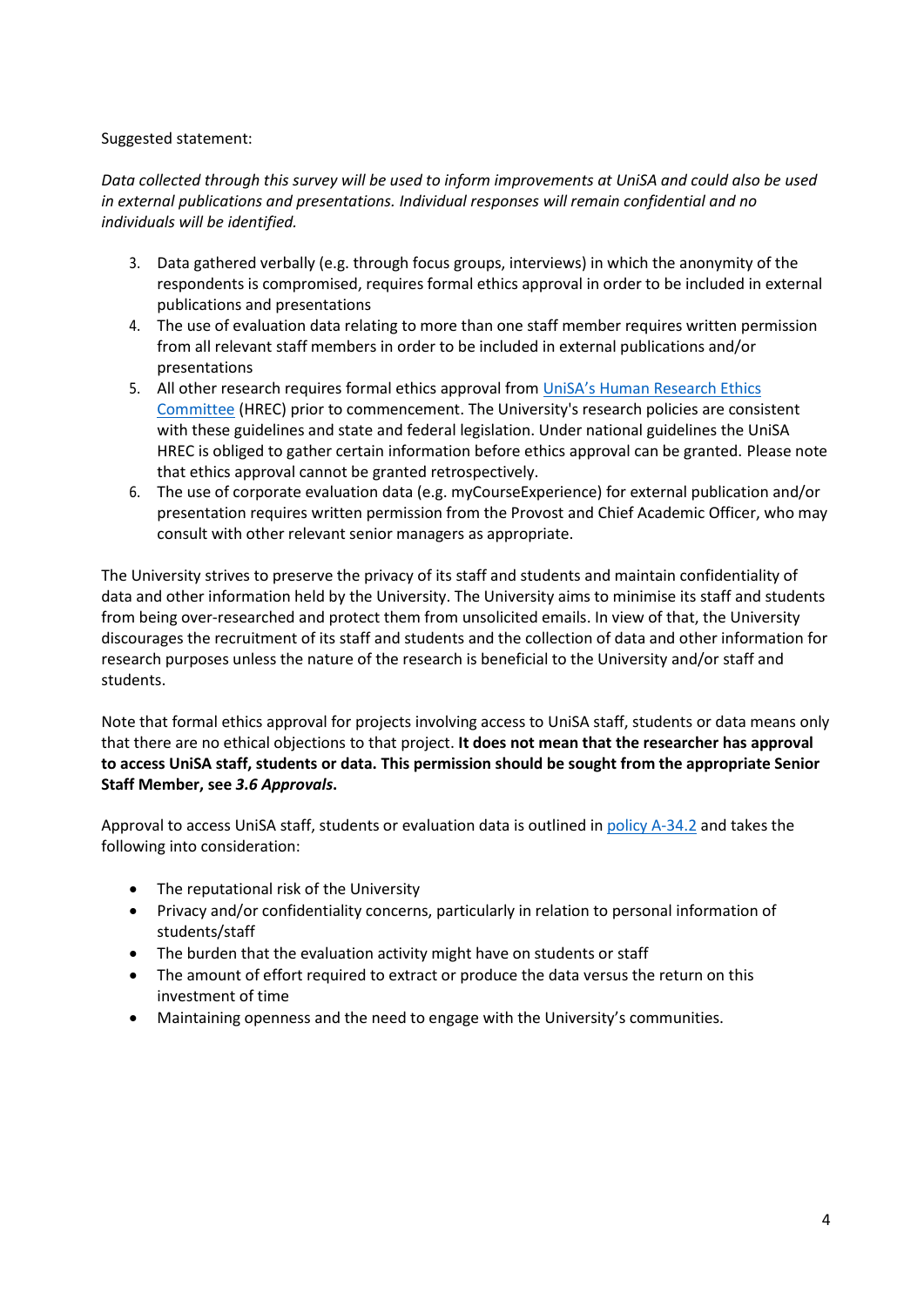Suggested statement:

*Data collected through this survey will be used to inform improvements at UniSA and could also be used in external publications and presentations. Individual responses will remain confidential and no individuals will be identified.*

3. Data gathered verbally (e.g. through focus groups, interviews) in which the anonymity of the respondents is compromised, requires formal ethics approval in order to be included in external publications and presentations
4. The use of evaluation data relating to more than one staff member requires written permission from all relevant staff members in order to be included in external publications and/or presentations
5. All other research requires formal ethics approval from [UniSA's Human Research Ethics Committee](UniSA's Human Research Ethics Committee) (HREC) prior to commencement. The University's research policies are consistent with these guidelines and state and federal legislation. Under national guidelines the UniSA HREC is obliged to gather certain information before ethics approval can be granted. Please note that ethics approval cannot be granted retrospectively.
6. The use of corporate evaluation data (e.g. myCourseExperience) for external publication and/or presentation requires written permission from the Provost and Chief Academic Officer, who may consult with other relevant senior managers as appropriate.

The University strives to preserve the privacy of its staff and students and maintain confidentiality of data and other information held by the University. The University aims to minimise its staff and students from being over-researched and protect them from unsolicited emails. In view of that, the University discourages the recruitment of its staff and students and the collection of data and other information for research purposes unless the nature of the research is beneficial to the University and/or staff and students.

Note that formal ethics approval for projects involving access to UniSA staff, students or data means only that there are no ethical objections to that project. **It does not mean that the researcher has approval to access UniSA staff, students or data. This permission should be sought from the appropriate Senior Staff Member, see *3.6 Approvals*.**

Approval to access UniSA staff, students or evaluation data is outlined in [policy A-34.2](policy A-34.2) and takes the following into consideration:

- The reputational risk of the University
- Privacy and/or confidentiality concerns, particularly in relation to personal information of students/staff
- The burden that the evaluation activity might have on students or staff
- The amount of effort required to extract or produce the data versus the return on this investment of time
- Maintaining openness and the need to engage with the University's communities.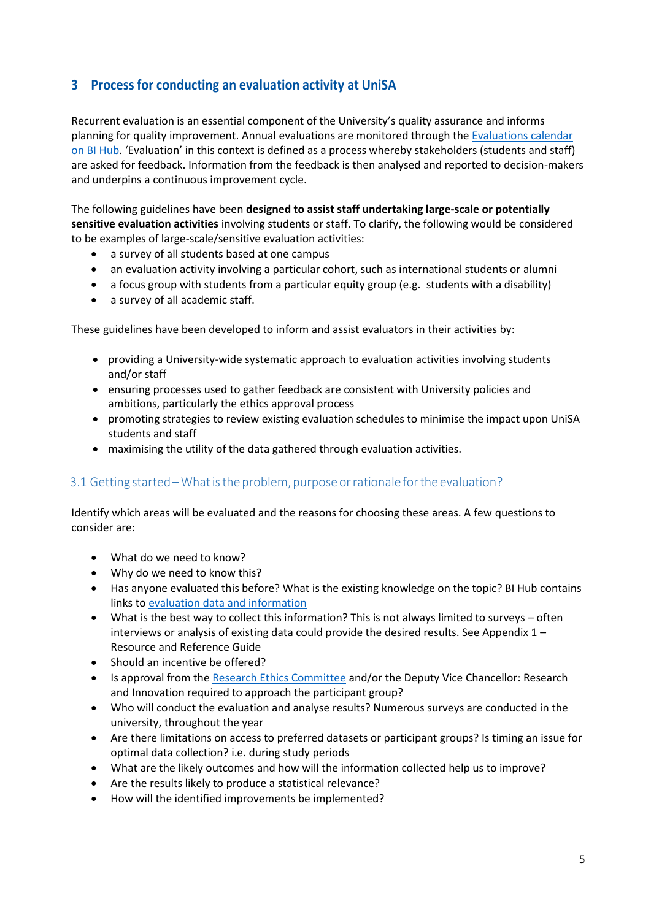## 3 Process for conducting an evaluation activity at UniSA

Recurrent evaluation is an essential component of the University's quality assurance and informs planning for quality improvement. Annual evaluations are monitored through the Evaluations calendar on BI Hub. 'Evaluation' in this context is defined as a process whereby stakeholders (students and staff) are asked for feedback. Information from the feedback is then analysed and reported to decision-makers and underpins a continuous improvement cycle.

The following guidelines have been **designed to assist staff undertaking large-scale or potentially sensitive evaluation activities** involving students or staff. To clarify, the following would be considered to be examples of large-scale/sensitive evaluation activities:

- a survey of all students based at one campus
- an evaluation activity involving a particular cohort, such as international students or alumni
- a focus group with students from a particular equity group (e.g. students with a disability)
- a survey of all academic staff.

These guidelines have been developed to inform and assist evaluators in their activities by:

- providing a University-wide systematic approach to evaluation activities involving students and/or staff
- ensuring processes used to gather feedback are consistent with University policies and ambitions, particularly the ethics approval process
- promoting strategies to review existing evaluation schedules to minimise the impact upon UniSA students and staff
- maximising the utility of the data gathered through evaluation activities.

### 3.1 Getting started – What is the problem, purpose or rationale for the evaluation?

Identify which areas will be evaluated and the reasons for choosing these areas. A few questions to consider are:

- What do we need to know?
- Why do we need to know this?
- Has anyone evaluated this before? What is the existing knowledge on the topic? BI Hub contains links to evaluation data and information
- What is the best way to collect this information? This is not always limited to surveys – often interviews or analysis of existing data could provide the desired results. See Appendix 1 – Resource and Reference Guide
- Should an incentive be offered?
- Is approval from the Research Ethics Committee and/or the Deputy Vice Chancellor: Research and Innovation required to approach the participant group?
- Who will conduct the evaluation and analyse results? Numerous surveys are conducted in the university, throughout the year
- Are there limitations on access to preferred datasets or participant groups? Is timing an issue for optimal data collection? i.e. during study periods
- What are the likely outcomes and how will the information collected help us to improve?
- Are the results likely to produce a statistical relevance?
- How will the identified improvements be implemented?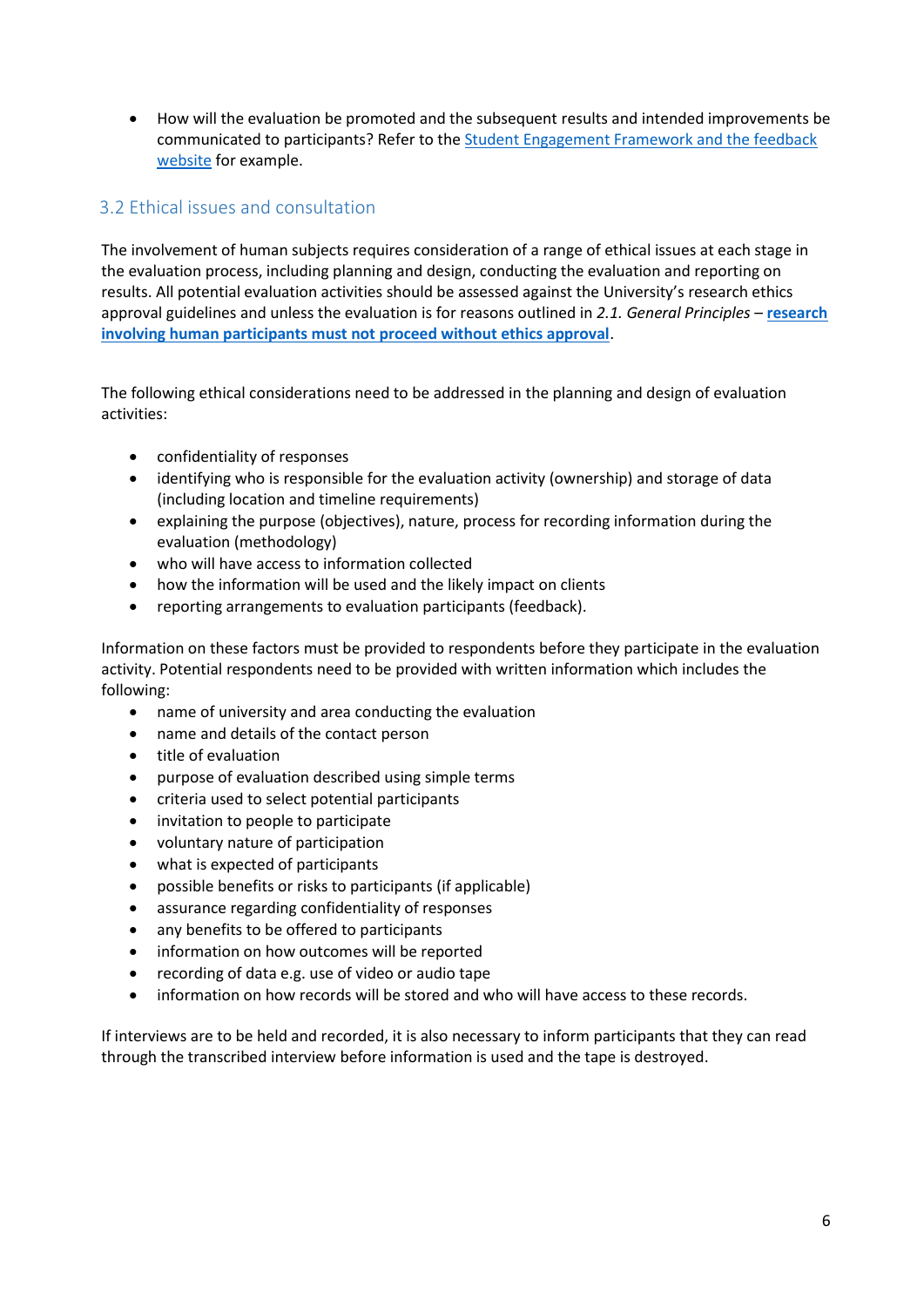- How will the evaluation be promoted and the subsequent results and intended improvements be communicated to participants? Refer to the Student Engagement Framework and the feedback website for example.

## 3.2 Ethical issues and consultation

The involvement of human subjects requires consideration of a range of ethical issues at each stage in the evaluation process, including planning and design, conducting the evaluation and reporting on results. All potential evaluation activities should be assessed against the University's research ethics approval guidelines and unless the evaluation is for reasons outlined in *2.1. General Principles* – **research involving human participants must not proceed without ethics approval**.

The following ethical considerations need to be addressed in the planning and design of evaluation activities:

- confidentiality of responses
- identifying who is responsible for the evaluation activity (ownership) and storage of data (including location and timeline requirements)
- explaining the purpose (objectives), nature, process for recording information during the evaluation (methodology)
- who will have access to information collected
- how the information will be used and the likely impact on clients
- reporting arrangements to evaluation participants (feedback).

Information on these factors must be provided to respondents before they participate in the evaluation activity. Potential respondents need to be provided with written information which includes the following:

- name of university and area conducting the evaluation
- name and details of the contact person
- title of evaluation
- purpose of evaluation described using simple terms
- criteria used to select potential participants
- invitation to people to participate
- voluntary nature of participation
- what is expected of participants
- possible benefits or risks to participants (if applicable)
- assurance regarding confidentiality of responses
- any benefits to be offered to participants
- information on how outcomes will be reported
- recording of data e.g. use of video or audio tape
- information on how records will be stored and who will have access to these records.

If interviews are to be held and recorded, it is also necessary to inform participants that they can read through the transcribed interview before information is used and the tape is destroyed.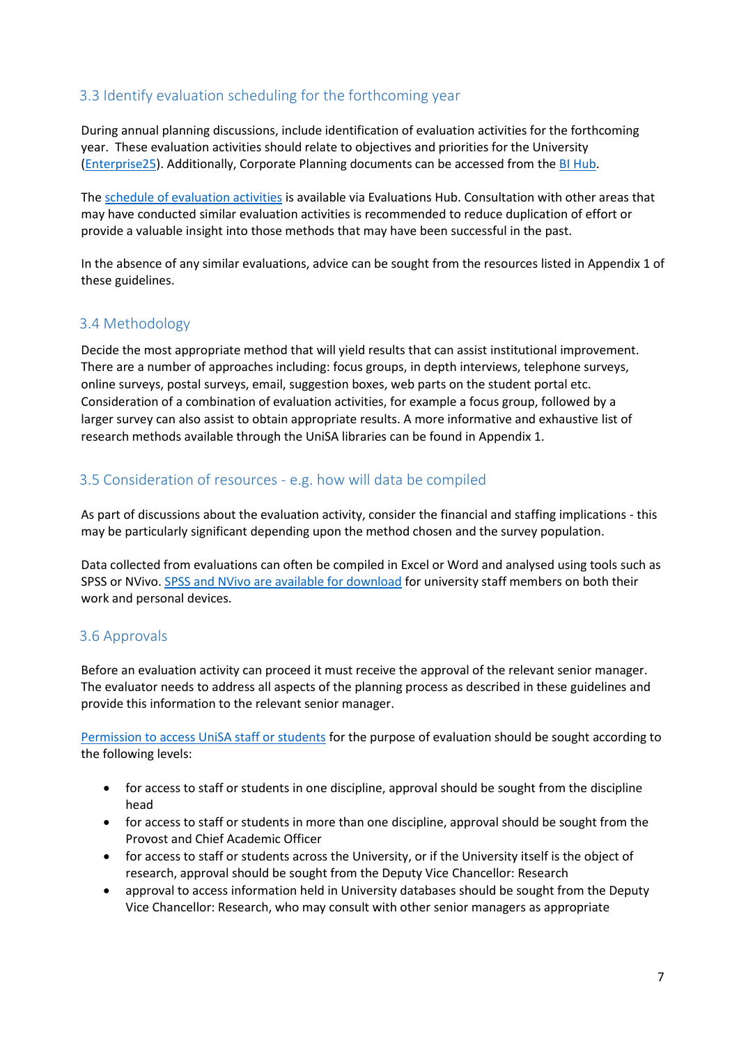### 3.3 Identify evaluation scheduling for the forthcoming year

During annual planning discussions, include identification of evaluation activities for the forthcoming year. These evaluation activities should relate to objectives and priorities for the University (Enterprise25). Additionally, Corporate Planning documents can be accessed from the BI Hub.

The schedule of evaluation activities is available via Evaluations Hub. Consultation with other areas that may have conducted similar evaluation activities is recommended to reduce duplication of effort or provide a valuable insight into those methods that may have been successful in the past.

In the absence of any similar evaluations, advice can be sought from the resources listed in Appendix 1 of these guidelines.

### 3.4 Methodology

Decide the most appropriate method that will yield results that can assist institutional improvement. There are a number of approaches including: focus groups, in depth interviews, telephone surveys, online surveys, postal surveys, email, suggestion boxes, web parts on the student portal etc. Consideration of a combination of evaluation activities, for example a focus group, followed by a larger survey can also assist to obtain appropriate results. A more informative and exhaustive list of research methods available through the UniSA libraries can be found in Appendix 1.

### 3.5 Consideration of resources - e.g. how will data be compiled

As part of discussions about the evaluation activity, consider the financial and staffing implications - this may be particularly significant depending upon the method chosen and the survey population.

Data collected from evaluations can often be compiled in Excel or Word and analysed using tools such as SPSS or NVivo. SPSS and NVivo are available for download for university staff members on both their work and personal devices.

### 3.6 Approvals

Before an evaluation activity can proceed it must receive the approval of the relevant senior manager. The evaluator needs to address all aspects of the planning process as described in these guidelines and provide this information to the relevant senior manager.

Permission to access UniSA staff or students for the purpose of evaluation should be sought according to the following levels:

- for access to staff or students in one discipline, approval should be sought from the discipline head
- for access to staff or students in more than one discipline, approval should be sought from the Provost and Chief Academic Officer
- for access to staff or students across the University, or if the University itself is the object of research, approval should be sought from the Deputy Vice Chancellor: Research
- approval to access information held in University databases should be sought from the Deputy Vice Chancellor: Research, who may consult with other senior managers as appropriate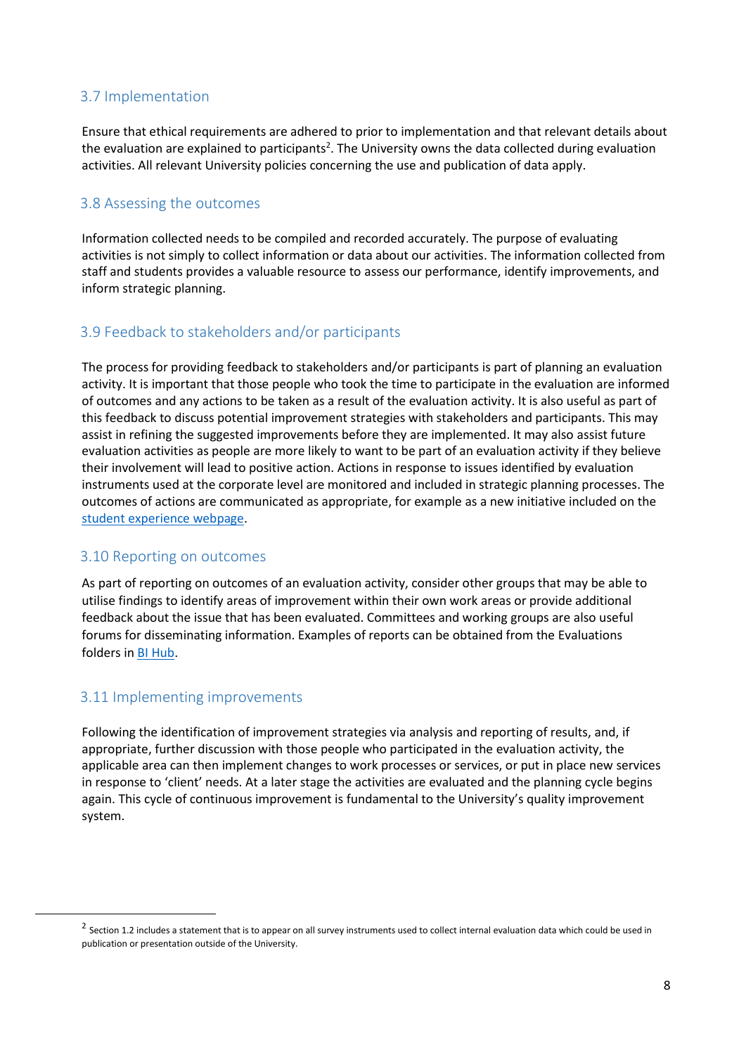## 3.7 Implementation

Ensure that ethical requirements are adhered to prior to implementation and that relevant details about the evaluation are explained to participants[2]. The University owns the data collected during evaluation activities. All relevant University policies concerning the use and publication of data apply.

## 3.8 Assessing the outcomes

Information collected needs to be compiled and recorded accurately. The purpose of evaluating activities is not simply to collect information or data about our activities. The information collected from staff and students provides a valuable resource to assess our performance, identify improvements, and inform strategic planning.

## 3.9 Feedback to stakeholders and/or participants

The process for providing feedback to stakeholders and/or participants is part of planning an evaluation activity. It is important that those people who took the time to participate in the evaluation are informed of outcomes and any actions to be taken as a result of the evaluation activity. It is also useful as part of this feedback to discuss potential improvement strategies with stakeholders and participants. This may assist in refining the suggested improvements before they are implemented. It may also assist future evaluation activities as people are more likely to want to be part of an evaluation activity if they believe their involvement will lead to positive action. Actions in response to issues identified by evaluation instruments used at the corporate level are monitored and included in strategic planning processes. The outcomes of actions are communicated as appropriate, for example as a new initiative included on the student experience webpage.

## 3.10 Reporting on outcomes

As part of reporting on outcomes of an evaluation activity, consider other groups that may be able to utilise findings to identify areas of improvement within their own work areas or provide additional feedback about the issue that has been evaluated. Committees and working groups are also useful forums for disseminating information. Examples of reports can be obtained from the Evaluations folders in BI Hub.

## 3.11 Implementing improvements

Following the identification of improvement strategies via analysis and reporting of results, and, if appropriate, further discussion with those people who participated in the evaluation activity, the applicable area can then implement changes to work processes or services, or put in place new services in response to 'client' needs. At a later stage the activities are evaluated and the planning cycle begins again. This cycle of continuous improvement is fundamental to the University's quality improvement system.

---

[2] Section 1.2 includes a statement that is to appear on all survey instruments used to collect internal evaluation data which could be used in publication or presentation outside of the University.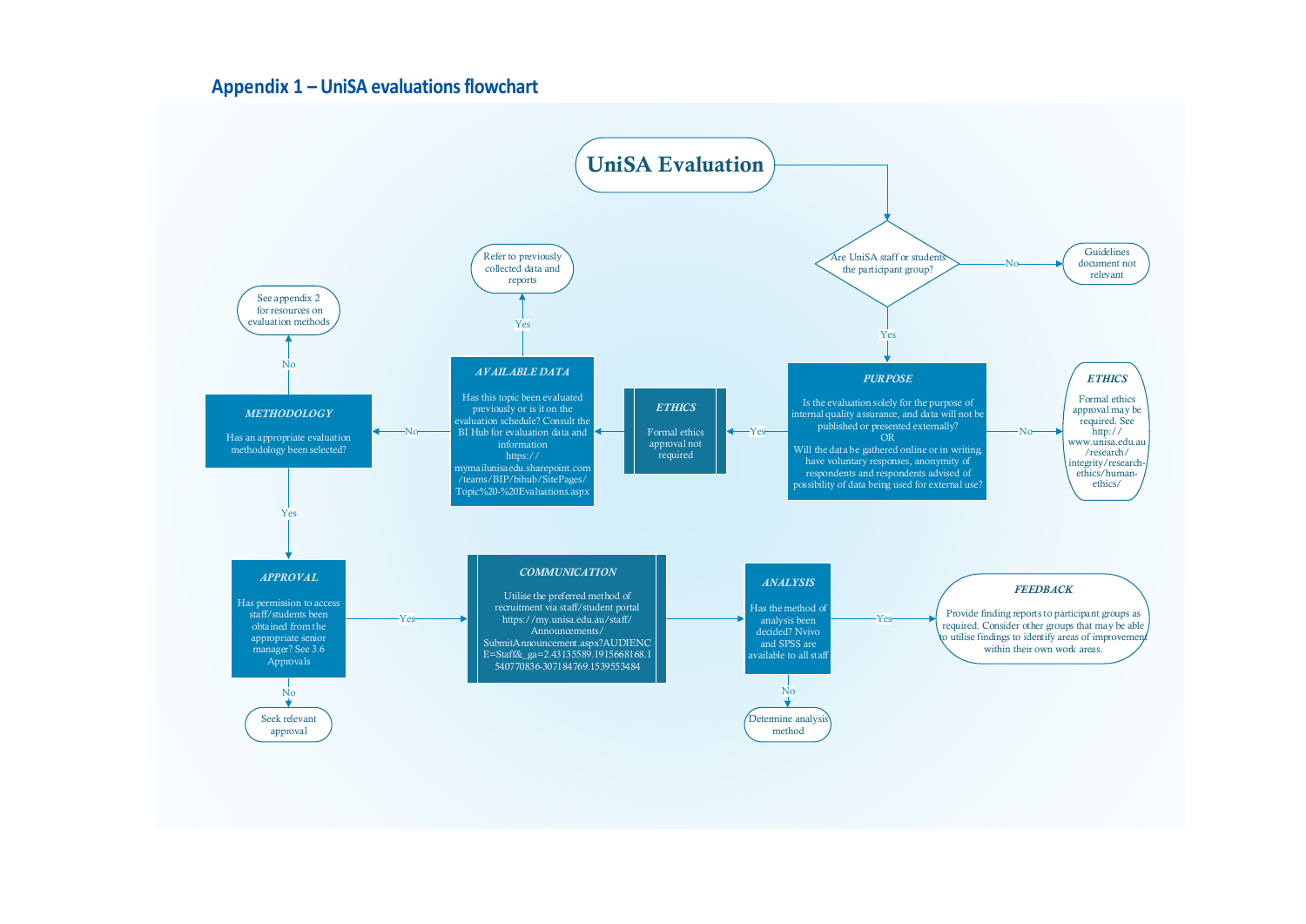## Appendix 1 – UniSA evaluations flowchart

UniSA Evaluation

Are UniSA staff or students the participant group?

No

Guidelines document not relevant

Yes

*PURPOSE*

Is the evaluation solely for the purpose of internal quality assurance, and data will not be published or presented externally?
OR
Will the data be gathered online or in writing, have voluntary responses, anonymity of respondents and respondents advised of possibility of data being used for external use?

No

*ETHICS*

Formal ethics approval may be required. See http://www.unisa.edu.au/research/integrity/research-ethics/human-ethics/

Yes

*ETHICS*

Formal ethics approval not required

*AVAILABLE DATA*

Has this topic been evaluated previously or is it on the evaluation schedule? Consult the BI Hub for evaluation data and information https://mymailunisaedu.sharepoint.com/teams/BIP/bihub/SitePages/Topic%20-%20Evaluations.aspx

Yes

Refer to previously collected data and reports

No

*METHODOLOGY*

Has an appropriate evaluation methodology been selected?

No

See appendix 2 for resources on evaluation methods

Yes

*APPROVAL*

Has permission to access staff/students been obtained from the appropriate senior manager? See 3.6 Approvals

No

Seek relevant approval

Yes

*COMMUNICATION*

Utilise the preferred method of recruitment via staff/student portal https://my.unisa.edu.au/staff/Announcements/SubmitAnnouncement.aspx?AUDIENCE=Staff&_ga=2.43135589.1915668168.1540770836-307184769.1539553484

*ANALYSIS*

Has the method of analysis been decided? Nvivo and SPSS are available to all staff

No

Determine analysis method

Yes

*FEEDBACK*

Provide finding reports to participant groups as required. Consider other groups that may be able to utilise findings to identify areas of improvement within their own work areas.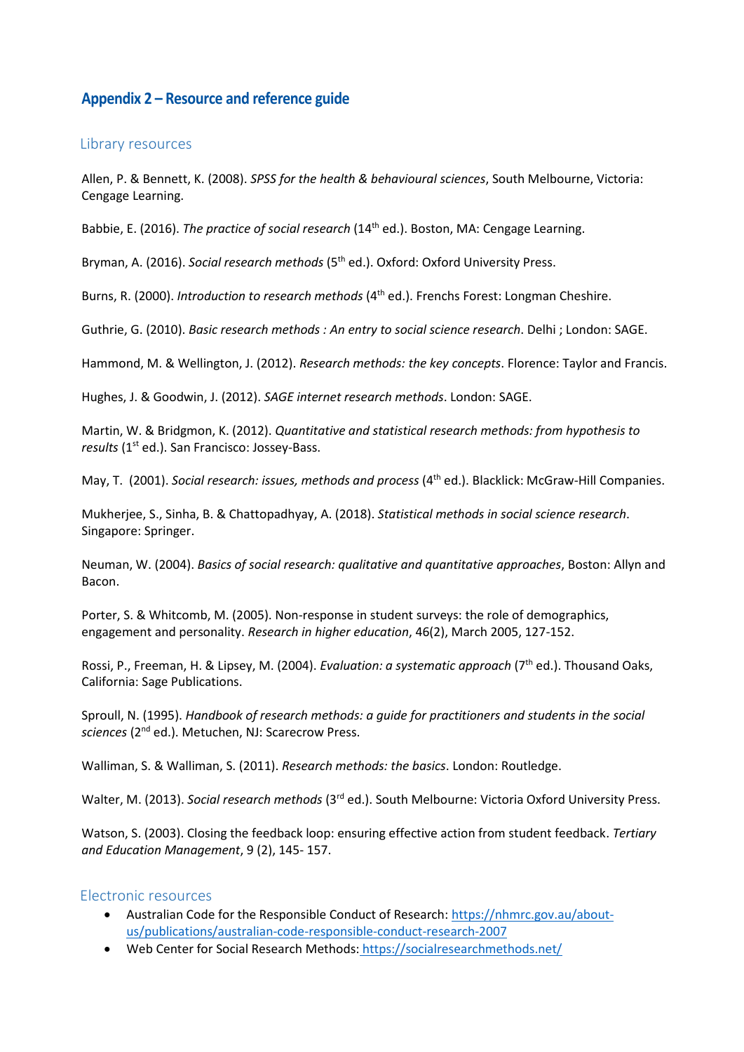## Appendix 2 – Resource and reference guide

### Library resources

Allen, P. & Bennett, K. (2008). *SPSS for the health & behavioural sciences*, South Melbourne, Victoria: Cengage Learning.

Babbie, E. (2016). *The practice of social research* (14th ed.). Boston, MA: Cengage Learning.

Bryman, A. (2016). *Social research methods* (5th ed.). Oxford: Oxford University Press.

Burns, R. (2000). *Introduction to research methods* (4th ed.). Frenchs Forest: Longman Cheshire.

Guthrie, G. (2010). *Basic research methods : An entry to social science research*. Delhi ; London: SAGE.

Hammond, M. & Wellington, J. (2012). *Research methods: the key concepts*. Florence: Taylor and Francis.

Hughes, J. & Goodwin, J. (2012). *SAGE internet research methods*. London: SAGE.

Martin, W. & Bridgmon, K. (2012). *Quantitative and statistical research methods: from hypothesis to results* (1st ed.). San Francisco: Jossey-Bass.

May, T. (2001). *Social research: issues, methods and process* (4th ed.). Blacklick: McGraw-Hill Companies.

Mukherjee, S., Sinha, B. & Chattopadhyay, A. (2018). *Statistical methods in social science research*. Singapore: Springer.

Neuman, W. (2004). *Basics of social research: qualitative and quantitative approaches*, Boston: Allyn and Bacon.

Porter, S. & Whitcomb, M. (2005). Non-response in student surveys: the role of demographics, engagement and personality. *Research in higher education*, 46(2), March 2005, 127-152.

Rossi, P., Freeman, H. & Lipsey, M. (2004). *Evaluation: a systematic approach* (7th ed.). Thousand Oaks, California: Sage Publications.

Sproull, N. (1995). *Handbook of research methods: a guide for practitioners and students in the social sciences* (2nd ed.). Metuchen, NJ: Scarecrow Press.

Walliman, S. & Walliman, S. (2011). *Research methods: the basics*. London: Routledge.

Walter, M. (2013). *Social research methods* (3rd ed.). South Melbourne: Victoria Oxford University Press.

Watson, S. (2003). Closing the feedback loop: ensuring effective action from student feedback. *Tertiary and Education Management*, 9 (2), 145- 157.

### Electronic resources

- Australian Code for the Responsible Conduct of Research: https://nhmrc.gov.au/about-us/publications/australian-code-responsible-conduct-research-2007
- Web Center for Social Research Methods: https://socialresearchmethods.net/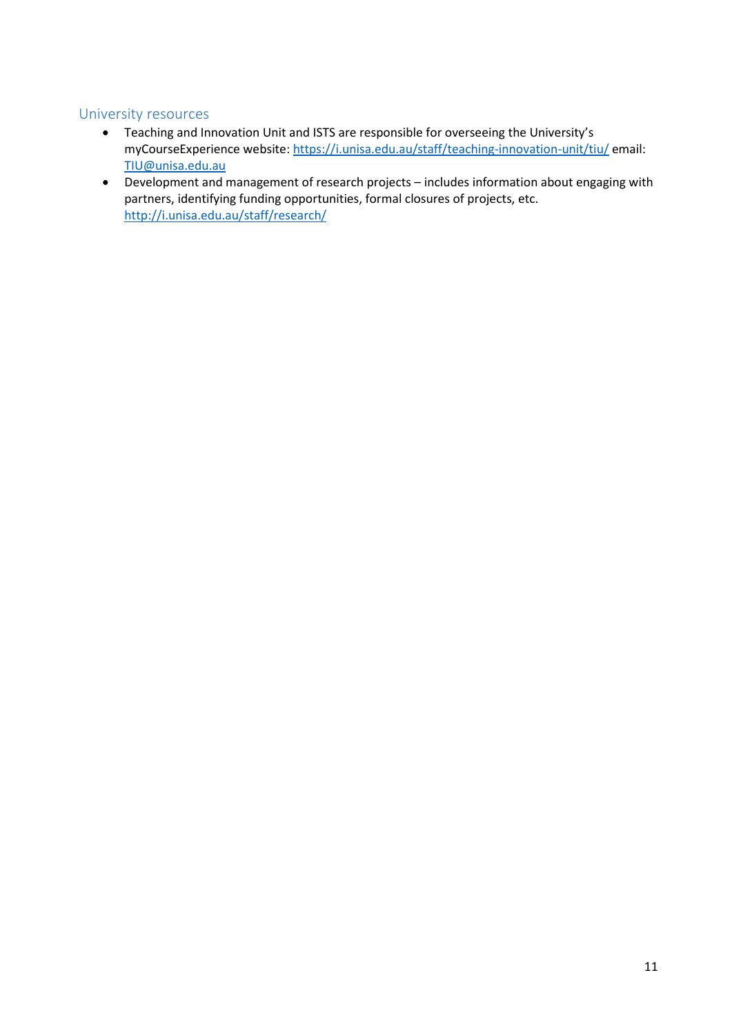## University resources

- Teaching and Innovation Unit and ISTS are responsible for overseeing the University's myCourseExperience website: https://i.unisa.edu.au/staff/teaching-innovation-unit/tiu/ email: TIU@unisa.edu.au
- Development and management of research projects – includes information about engaging with partners, identifying funding opportunities, formal closures of projects, etc. http://i.unisa.edu.au/staff/research/